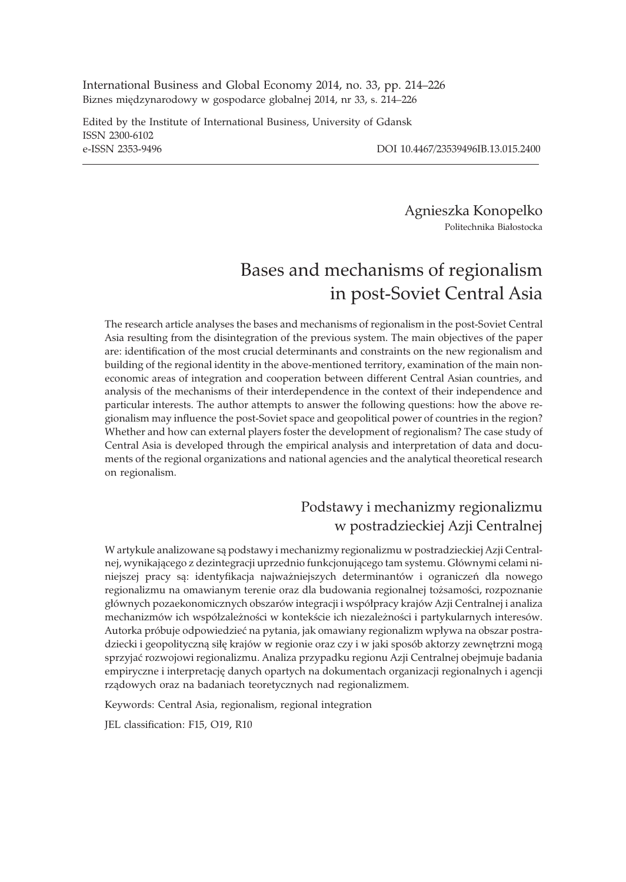International Business and Global Economy 2014, no. 33, pp. 214–226
Biznes międzynarodowy w gospodarce globalnej 2014, nr 33, s. 214–226

Edited by the Institute of International Business, University of Gdansk
ISSN 2300-6102
e-ISSN 2353-9496 DOI 10.4467/23539496IB.13.015.2400

Agnieszka Konopelko
Politechnika Białostocka

# Bases and mechanisms of regionalism in post-Soviet Central Asia

The research article analyses the bases and mechanisms of regionalism in the post-Soviet Central Asia resulting from the disintegration of the previous system. The main objectives of the paper are: identification of the most crucial determinants and constraints on the new regionalism and building of the regional identity in the above-mentioned territory, examination of the main non-economic areas of integration and cooperation between different Central Asian countries, and analysis of the mechanisms of their interdependence in the context of their independence and particular interests. The author attempts to answer the following questions: how the above regionalism may influence the post-Soviet space and geopolitical power of countries in the region? Whether and how can external players foster the development of regionalism? The case study of Central Asia is developed through the empirical analysis and interpretation of data and documents of the regional organizations and national agencies and the analytical theoretical research on regionalism.

## Podstawy i mechanizmy regionalizmu w postradzieckiej Azji Centralnej

W artykule analizowane są podstawy i mechanizmy regionalizmu w postradzieckiej Azji Centralnej, wynikającego z dezintegracji uprzednio funkcjonującego tam systemu. Głównymi celami niniejszej pracy są: identyfikacja najważniejszych determinantów i ograniczeń dla nowego regionalizmu na omawianym terenie oraz dla budowania regionalnej tożsamości, rozpoznanie głównych pozaekonomicznych obszarów integracji i współpracy krajów Azji Centralnej i analiza mechanizmów ich współzależności w kontekście ich niezależności i partykularnych interesów. Autorka próbuje odpowiedzieć na pytania, jak omawiany regionalizm wpływa na obszar postradziecki i geopolityczną siłę krajów w regionie oraz czy i w jaki sposób aktorzy zewnętrzni mogą sprzyjać rozwojowi regionalizmu. Analiza przypadku regionu Azji Centralnej obejmuje badania empiryczne i interpretację danych opartych na dokumentach organizacji regionalnych i agencji rządowych oraz na badaniach teoretycznych nad regionalizmem.

Keywords: Central Asia, regionalism, regional integration

JEL classification: F15, O19, R10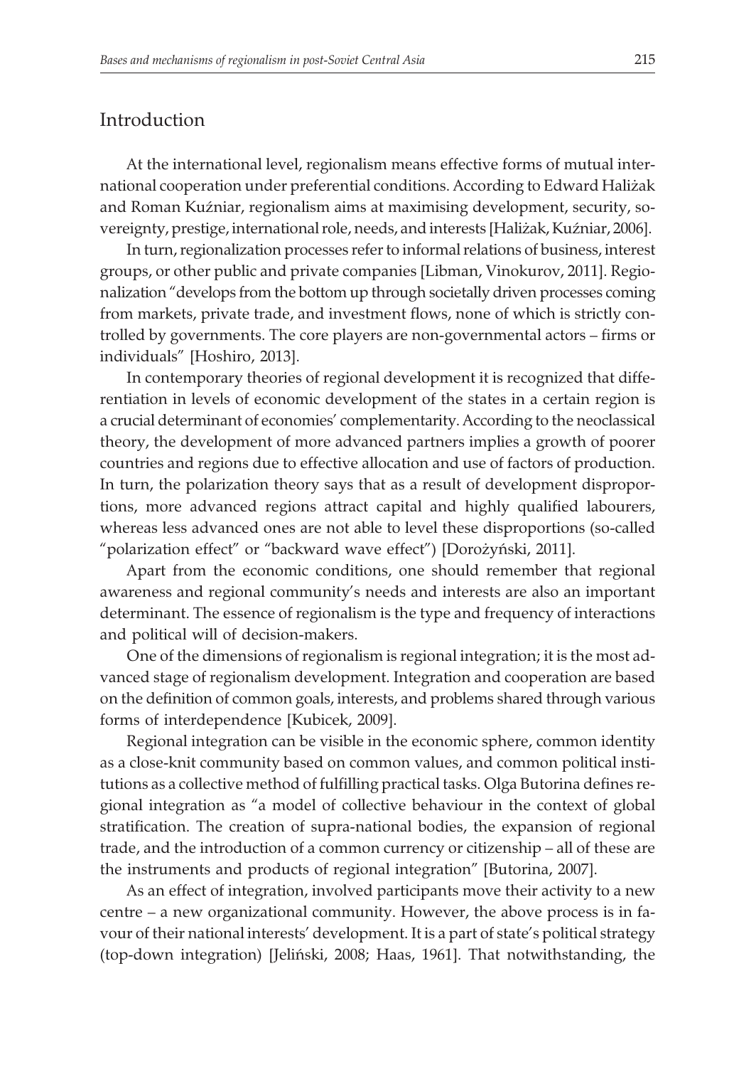## Introduction

At the international level, regionalism means effective forms of mutual international cooperation under preferential conditions. According to Edward Haliżak and Roman Kuźniar, regionalism aims at maximising development, security, sovereignty, prestige, international role, needs, and interests [Haliżak, Kuźniar, 2006].

In turn, regionalization processes refer to informal relations of business, interest groups, or other public and private companies [Libman, Vinokurov, 2011]. Regionalization "develops from the bottom up through societally driven processes coming from markets, private trade, and investment flows, none of which is strictly controlled by governments. The core players are non-governmental actors – firms or individuals" [Hoshiro, 2013].

In contemporary theories of regional development it is recognized that differentiation in levels of economic development of the states in a certain region is a crucial determinant of economies' complementarity. According to the neoclassical theory, the development of more advanced partners implies a growth of poorer countries and regions due to effective allocation and use of factors of production. In turn, the polarization theory says that as a result of development disproportions, more advanced regions attract capital and highly qualified labourers, whereas less advanced ones are not able to level these disproportions (so-called "polarization effect" or "backward wave effect") [Dorożyński, 2011].

Apart from the economic conditions, one should remember that regional awareness and regional community's needs and interests are also an important determinant. The essence of regionalism is the type and frequency of interactions and political will of decision-makers.

One of the dimensions of regionalism is regional integration; it is the most advanced stage of regionalism development. Integration and cooperation are based on the definition of common goals, interests, and problems shared through various forms of interdependence [Kubicek, 2009].

Regional integration can be visible in the economic sphere, common identity as a close-knit community based on common values, and common political institutions as a collective method of fulfilling practical tasks. Olga Butorina defines regional integration as "a model of collective behaviour in the context of global stratification. The creation of supra-national bodies, the expansion of regional trade, and the introduction of a common currency or citizenship – all of these are the instruments and products of regional integration" [Butorina, 2007].

As an effect of integration, involved participants move their activity to a new centre – a new organizational community. However, the above process is in favour of their national interests' development. It is a part of state's political strategy (top-down integration) [Jeliński, 2008; Haas, 1961]. That notwithstanding, the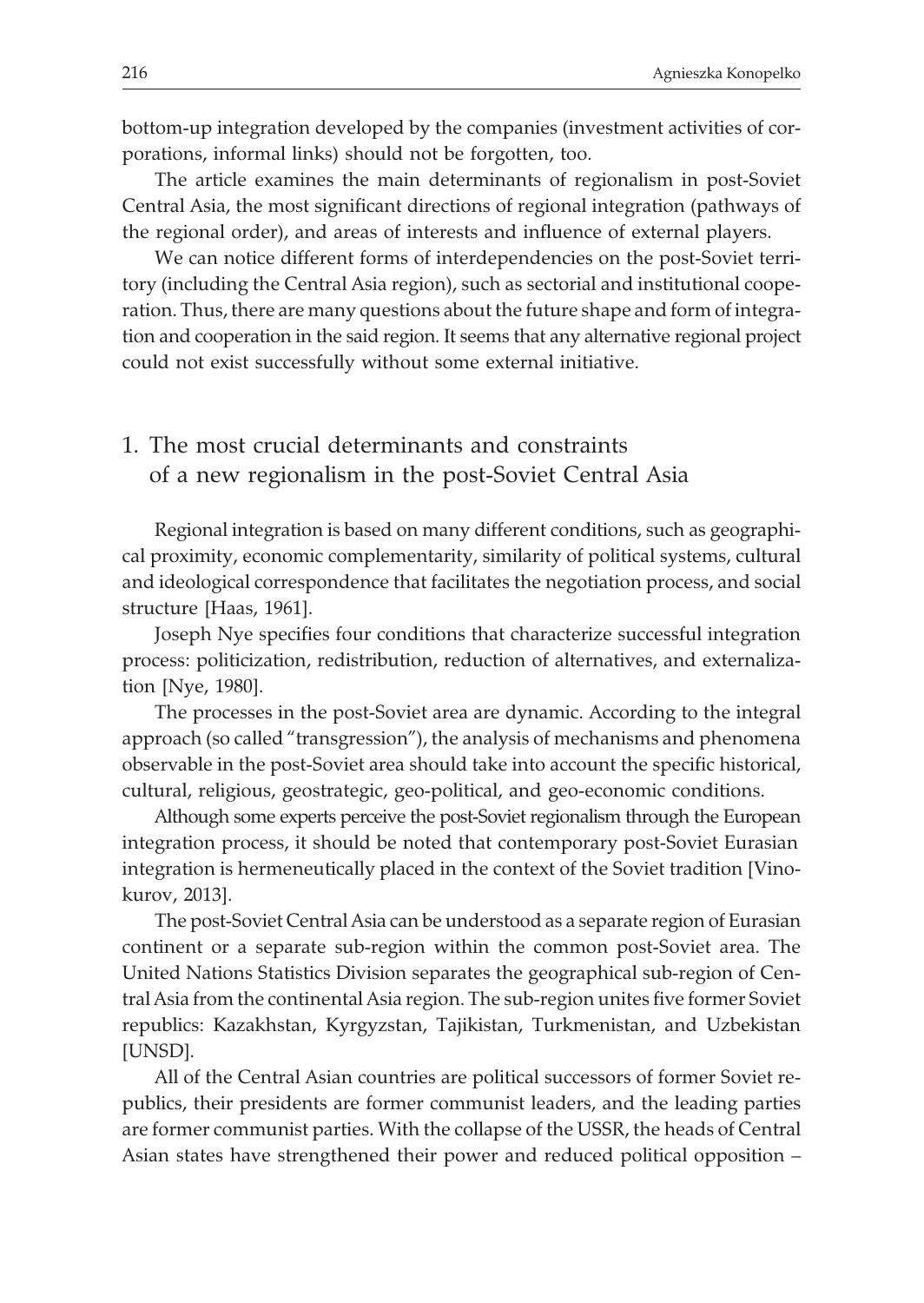bottom-up integration developed by the companies (investment activities of corporations, informal links) should not be forgotten, too.

The article examines the main determinants of regionalism in post-Soviet Central Asia, the most significant directions of regional integration (pathways of the regional order), and areas of interests and influence of external players.

We can notice different forms of interdependencies on the post-Soviet territory (including the Central Asia region), such as sectorial and institutional cooperation. Thus, there are many questions about the future shape and form of integration and cooperation in the said region. It seems that any alternative regional project could not exist successfully without some external initiative.

## 1. The most crucial determinants and constraints of a new regionalism in the post-Soviet Central Asia

Regional integration is based on many different conditions, such as geographical proximity, economic complementarity, similarity of political systems, cultural and ideological correspondence that facilitates the negotiation process, and social structure [Haas, 1961].

Joseph Nye specifies four conditions that characterize successful integration process: politicization, redistribution, reduction of alternatives, and externalization [Nye, 1980].

The processes in the post-Soviet area are dynamic. According to the integral approach (so called "transgression"), the analysis of mechanisms and phenomena observable in the post-Soviet area should take into account the specific historical, cultural, religious, geostrategic, geo-political, and geo-economic conditions.

Although some experts perceive the post-Soviet regionalism through the European integration process, it should be noted that contemporary post-Soviet Eurasian integration is hermeneutically placed in the context of the Soviet tradition [Vinokurov, 2013].

The post-Soviet Central Asia can be understood as a separate region of Eurasian continent or a separate sub-region within the common post-Soviet area. The United Nations Statistics Division separates the geographical sub-region of Central Asia from the continental Asia region. The sub-region unites five former Soviet republics: Kazakhstan, Kyrgyzstan, Tajikistan, Turkmenistan, and Uzbekistan [UNSD].

All of the Central Asian countries are political successors of former Soviet republics, their presidents are former communist leaders, and the leading parties are former communist parties. With the collapse of the USSR, the heads of Central Asian states have strengthened their power and reduced political opposition –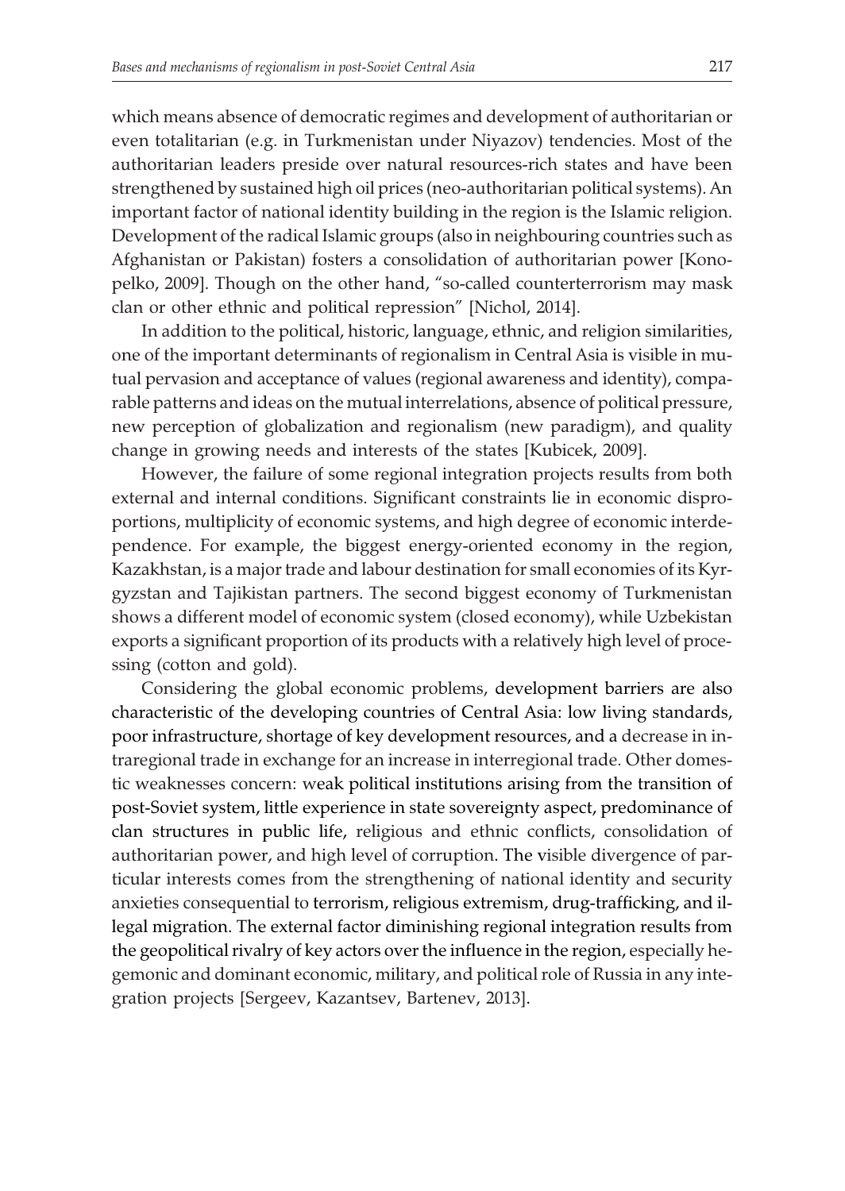which means absence of democratic regimes and development of authoritarian or even totalitarian (e.g. in Turkmenistan under Niyazov) tendencies. Most of the authoritarian leaders preside over natural resources-rich states and have been strengthened by sustained high oil prices (neo-authoritarian political systems). An important factor of national identity building in the region is the Islamic religion. Development of the radical Islamic groups (also in neighbouring countries such as Afghanistan or Pakistan) fosters a consolidation of authoritarian power [Konopelko, 2009]. Though on the other hand, "so-called counterterrorism may mask clan or other ethnic and political repression" [Nichol, 2014].

In addition to the political, historic, language, ethnic, and religion similarities, one of the important determinants of regionalism in Central Asia is visible in mutual pervasion and acceptance of values (regional awareness and identity), comparable patterns and ideas on the mutual interrelations, absence of political pressure, new perception of globalization and regionalism (new paradigm), and quality change in growing needs and interests of the states [Kubicek, 2009].

However, the failure of some regional integration projects results from both external and internal conditions. Significant constraints lie in economic disproportions, multiplicity of economic systems, and high degree of economic interdependence. For example, the biggest energy-oriented economy in the region, Kazakhstan, is a major trade and labour destination for small economies of its Kyrgyzstan and Tajikistan partners. The second biggest economy of Turkmenistan shows a different model of economic system (closed economy), while Uzbekistan exports a significant proportion of its products with a relatively high level of processing (cotton and gold).

Considering the global economic problems, development barriers are also characteristic of the developing countries of Central Asia: low living standards, poor infrastructure, shortage of key development resources, and a decrease in intraregional trade in exchange for an increase in interregional trade. Other domestic weaknesses concern: weak political institutions arising from the transition of post-Soviet system, little experience in state sovereignty aspect, predominance of clan structures in public life, religious and ethnic conflicts, consolidation of authoritarian power, and high level of corruption. The visible divergence of particular interests comes from the strengthening of national identity and security anxieties consequential to terrorism, religious extremism, drug-trafficking, and illegal migration. The external factor diminishing regional integration results from the geopolitical rivalry of key actors over the influence in the region, especially hegemonic and dominant economic, military, and political role of Russia in any integration projects [Sergeev, Kazantsev, Bartenev, 2013].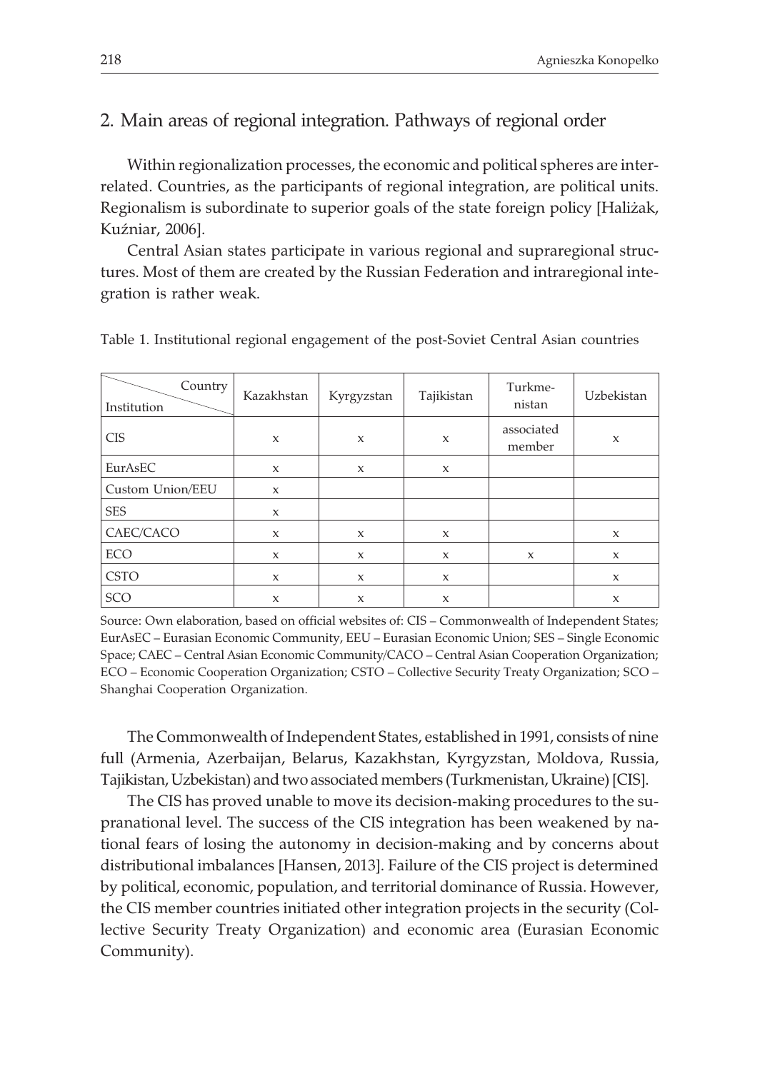## 2. Main areas of regional integration. Pathways of regional order

Within regionalization processes, the economic and political spheres are interrelated. Countries, as the participants of regional integration, are political units. Regionalism is subordinate to superior goals of the state foreign policy [Haliżak, Kuźniar, 2006].

Central Asian states participate in various regional and supraregional structures. Most of them are created by the Russian Federation and intraregional integration is rather weak.

Table 1. Institutional regional engagement of the post-Soviet Central Asian countries

| Institution \ Country | Kazakhstan | Kyrgyzstan | Tajikistan | Turkmenistan | Uzbekistan |
|---|---|---|---|---|---|
| CIS | x | x | x | associated member | x |
| EurAsEC | x | x | x | | |
| Custom Union/EEU | x | | | | |
| SES | x | | | | |
| CAEC/CACO | x | x | x | | x |
| ECO | x | x | x | x | x |
| CSTO | x | x | x | | x |
| SCO | x | x | x | | x |

Source: Own elaboration, based on official websites of: CIS – Commonwealth of Independent States; EurAsEC – Eurasian Economic Community, EEU – Eurasian Economic Union; SES – Single Economic Space; CAEC – Central Asian Economic Community/CACO – Central Asian Cooperation Organization; ECO – Economic Cooperation Organization; CSTO – Collective Security Treaty Organization; SCO – Shanghai Cooperation Organization.

The Commonwealth of Independent States, established in 1991, consists of nine full (Armenia, Azerbaijan, Belarus, Kazakhstan, Kyrgyzstan, Moldova, Russia, Tajikistan, Uzbekistan) and two associated members (Turkmenistan, Ukraine) [CIS].

The CIS has proved unable to move its decision-making procedures to the supranational level. The success of the CIS integration has been weakened by national fears of losing the autonomy in decision-making and by concerns about distributional imbalances [Hansen, 2013]. Failure of the CIS project is determined by political, economic, population, and territorial dominance of Russia. However, the CIS member countries initiated other integration projects in the security (Collective Security Treaty Organization) and economic area (Eurasian Economic Community).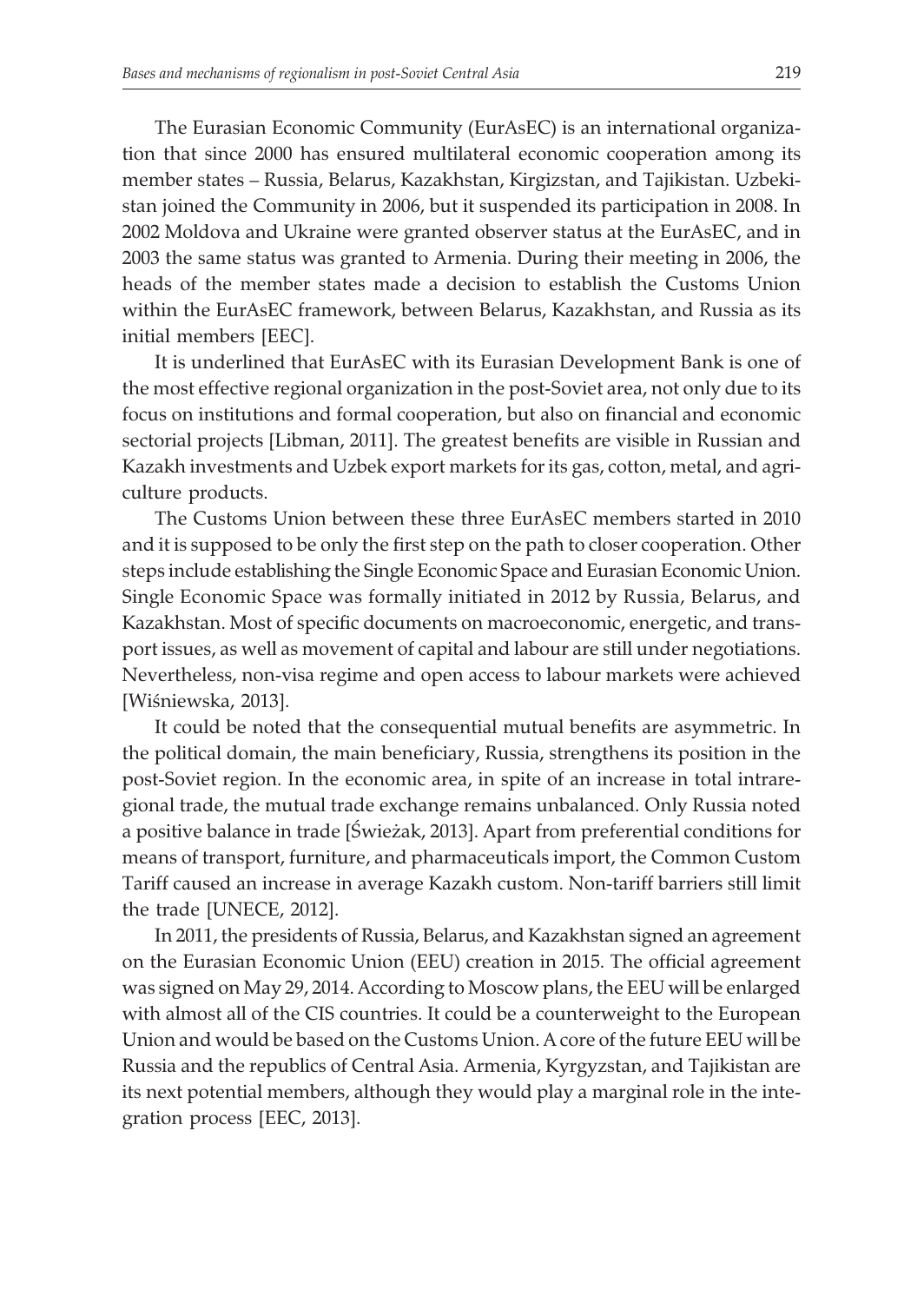The Eurasian Economic Community (EurAsEC) is an international organization that since 2000 has ensured multilateral economic cooperation among its member states – Russia, Belarus, Kazakhstan, Kirgizstan, and Tajikistan. Uzbekistan joined the Community in 2006, but it suspended its participation in 2008. In 2002 Moldova and Ukraine were granted observer status at the EurAsEC, and in 2003 the same status was granted to Armenia. During their meeting in 2006, the heads of the member states made a decision to establish the Customs Union within the EurAsEC framework, between Belarus, Kazakhstan, and Russia as its initial members [EEC].

It is underlined that EurAsEC with its Eurasian Development Bank is one of the most effective regional organization in the post-Soviet area, not only due to its focus on institutions and formal cooperation, but also on financial and economic sectorial projects [Libman, 2011]. The greatest benefits are visible in Russian and Kazakh investments and Uzbek export markets for its gas, cotton, metal, and agriculture products.

The Customs Union between these three EurAsEC members started in 2010 and it is supposed to be only the first step on the path to closer cooperation. Other steps include establishing the Single Economic Space and Eurasian Economic Union. Single Economic Space was formally initiated in 2012 by Russia, Belarus, and Kazakhstan. Most of specific documents on macroeconomic, energetic, and transport issues, as well as movement of capital and labour are still under negotiations. Nevertheless, non-visa regime and open access to labour markets were achieved [Wiśniewska, 2013].

It could be noted that the consequential mutual benefits are asymmetric. In the political domain, the main beneficiary, Russia, strengthens its position in the post-Soviet region. In the economic area, in spite of an increase in total intraregional trade, the mutual trade exchange remains unbalanced. Only Russia noted a positive balance in trade [Świeżak, 2013]. Apart from preferential conditions for means of transport, furniture, and pharmaceuticals import, the Common Custom Tariff caused an increase in average Kazakh custom. Non-tariff barriers still limit the trade [UNECE, 2012].

In 2011, the presidents of Russia, Belarus, and Kazakhstan signed an agreement on the Eurasian Economic Union (EEU) creation in 2015. The official agreement was signed on May 29, 2014. According to Moscow plans, the EEU will be enlarged with almost all of the CIS countries. It could be a counterweight to the European Union and would be based on the Customs Union. A core of the future EEU will be Russia and the republics of Central Asia. Armenia, Kyrgyzstan, and Tajikistan are its next potential members, although they would play a marginal role in the integration process [EEC, 2013].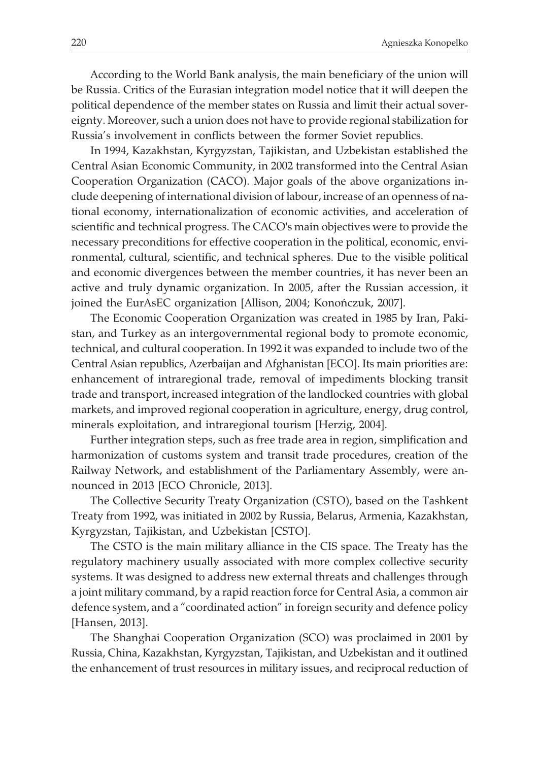According to the World Bank analysis, the main beneficiary of the union will be Russia. Critics of the Eurasian integration model notice that it will deepen the political dependence of the member states on Russia and limit their actual sovereignty. Moreover, such a union does not have to provide regional stabilization for Russia's involvement in conflicts between the former Soviet republics.

In 1994, Kazakhstan, Kyrgyzstan, Tajikistan, and Uzbekistan established the Central Asian Economic Community, in 2002 transformed into the Central Asian Cooperation Organization (CACO). Major goals of the above organizations include deepening of international division of labour, increase of an openness of national economy, internationalization of economic activities, and acceleration of scientific and technical progress. The CACO's main objectives were to provide the necessary preconditions for effective cooperation in the political, economic, environmental, cultural, scientific, and technical spheres. Due to the visible political and economic divergences between the member countries, it has never been an active and truly dynamic organization. In 2005, after the Russian accession, it joined the EurAsEC organization [Allison, 2004; Konończuk, 2007].

The Economic Cooperation Organization was created in 1985 by Iran, Pakistan, and Turkey as an intergovernmental regional body to promote economic, technical, and cultural cooperation. In 1992 it was expanded to include two of the Central Asian republics, Azerbaijan and Afghanistan [ECO]. Its main priorities are: enhancement of intraregional trade, removal of impediments blocking transit trade and transport, increased integration of the landlocked countries with global markets, and improved regional cooperation in agriculture, energy, drug control, minerals exploitation, and intraregional tourism [Herzig, 2004].

Further integration steps, such as free trade area in region, simplification and harmonization of customs system and transit trade procedures, creation of the Railway Network, and establishment of the Parliamentary Assembly, were announced in 2013 [ECO Chronicle, 2013].

The Collective Security Treaty Organization (CSTO), based on the Tashkent Treaty from 1992, was initiated in 2002 by Russia, Belarus, Armenia, Kazakhstan, Kyrgyzstan, Tajikistan, and Uzbekistan [CSTO].

The CSTO is the main military alliance in the CIS space. The Treaty has the regulatory machinery usually associated with more complex collective security systems. It was designed to address new external threats and challenges through a joint military command, by a rapid reaction force for Central Asia, a common air defence system, and a "coordinated action" in foreign security and defence policy [Hansen, 2013].

The Shanghai Cooperation Organization (SCO) was proclaimed in 2001 by Russia, China, Kazakhstan, Kyrgyzstan, Tajikistan, and Uzbekistan and it outlined the enhancement of trust resources in military issues, and reciprocal reduction of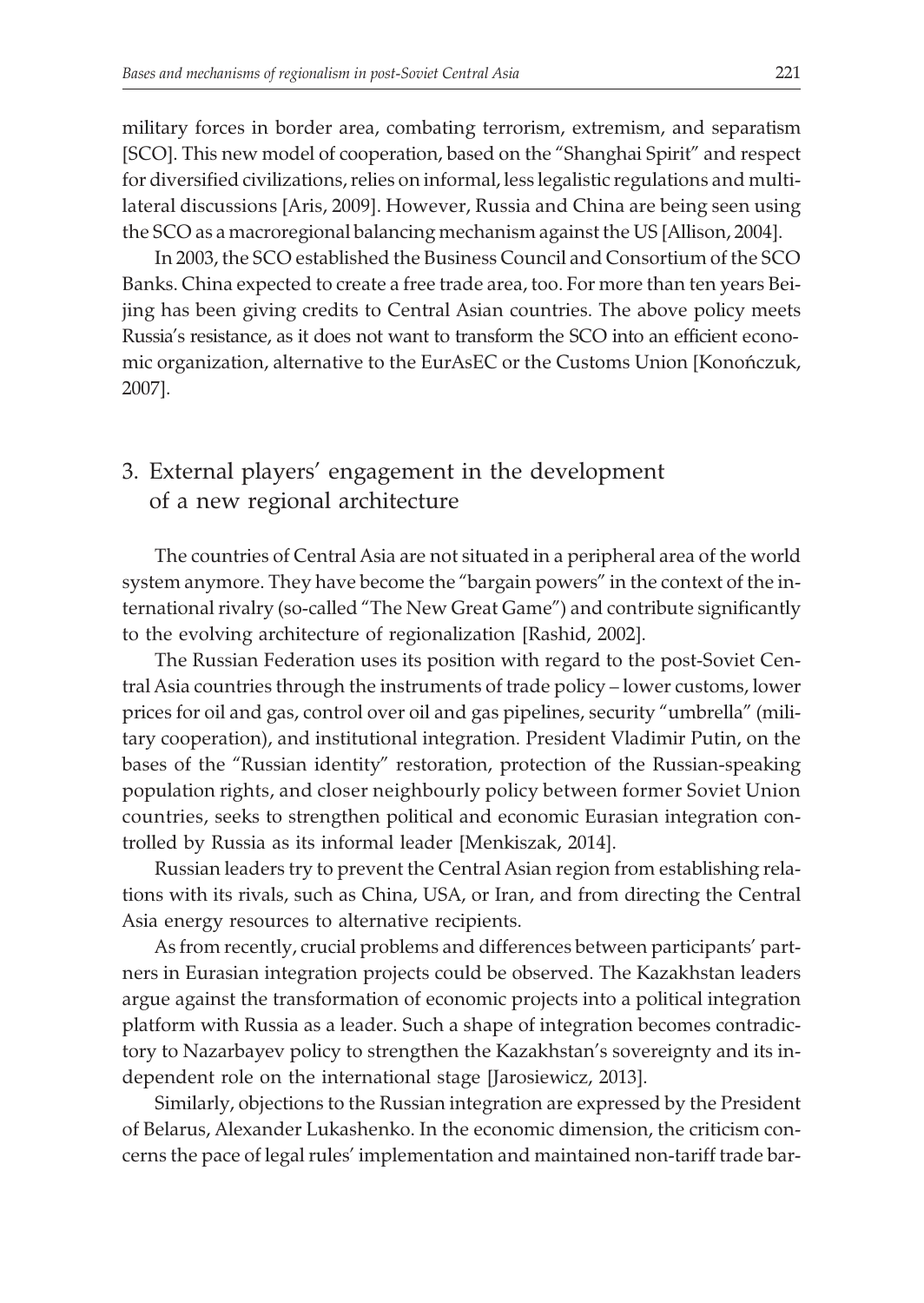military forces in border area, combating terrorism, extremism, and separatism [SCO]. This new model of cooperation, based on the "Shanghai Spirit" and respect for diversified civilizations, relies on informal, less legalistic regulations and multilateral discussions [Aris, 2009]. However, Russia and China are being seen using the SCO as a macroregional balancing mechanism against the US [Allison, 2004].

In 2003, the SCO established the Business Council and Consortium of the SCO Banks. China expected to create a free trade area, too. For more than ten years Beijing has been giving credits to Central Asian countries. The above policy meets Russia's resistance, as it does not want to transform the SCO into an efficient economic organization, alternative to the EurAsEC or the Customs Union [Konończuk, 2007].

## 3. External players' engagement in the development of a new regional architecture

The countries of Central Asia are not situated in a peripheral area of the world system anymore. They have become the "bargain powers" in the context of the international rivalry (so-called "The New Great Game") and contribute significantly to the evolving architecture of regionalization [Rashid, 2002].

The Russian Federation uses its position with regard to the post-Soviet Central Asia countries through the instruments of trade policy – lower customs, lower prices for oil and gas, control over oil and gas pipelines, security "umbrella" (military cooperation), and institutional integration. President Vladimir Putin, on the bases of the "Russian identity" restoration, protection of the Russian-speaking population rights, and closer neighbourly policy between former Soviet Union countries, seeks to strengthen political and economic Eurasian integration controlled by Russia as its informal leader [Menkiszak, 2014].

Russian leaders try to prevent the Central Asian region from establishing relations with its rivals, such as China, USA, or Iran, and from directing the Central Asia energy resources to alternative recipients.

As from recently, crucial problems and differences between participants' partners in Eurasian integration projects could be observed. The Kazakhstan leaders argue against the transformation of economic projects into a political integration platform with Russia as a leader. Such a shape of integration becomes contradictory to Nazarbayev policy to strengthen the Kazakhstan's sovereignty and its independent role on the international stage [Jarosiewicz, 2013].

Similarly, objections to the Russian integration are expressed by the President of Belarus, Alexander Lukashenko. In the economic dimension, the criticism concerns the pace of legal rules' implementation and maintained non-tariff trade bar-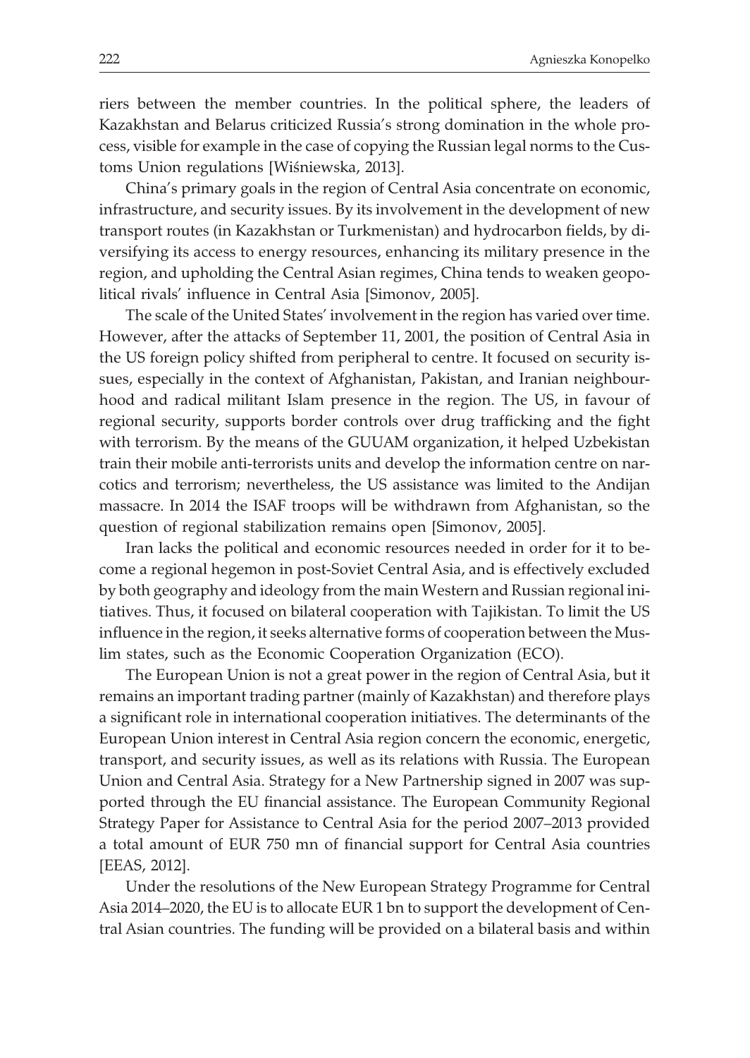riers between the member countries. In the political sphere, the leaders of Kazakhstan and Belarus criticized Russia's strong domination in the whole process, visible for example in the case of copying the Russian legal norms to the Customs Union regulations [Wiśniewska, 2013].

China's primary goals in the region of Central Asia concentrate on economic, infrastructure, and security issues. By its involvement in the development of new transport routes (in Kazakhstan or Turkmenistan) and hydrocarbon fields, by diversifying its access to energy resources, enhancing its military presence in the region, and upholding the Central Asian regimes, China tends to weaken geopolitical rivals' influence in Central Asia [Simonov, 2005].

The scale of the United States' involvement in the region has varied over time. However, after the attacks of September 11, 2001, the position of Central Asia in the US foreign policy shifted from peripheral to centre. It focused on security issues, especially in the context of Afghanistan, Pakistan, and Iranian neighbourhood and radical militant Islam presence in the region. The US, in favour of regional security, supports border controls over drug trafficking and the fight with terrorism. By the means of the GUUAM organization, it helped Uzbekistan train their mobile anti-terrorists units and develop the information centre on narcotics and terrorism; nevertheless, the US assistance was limited to the Andijan massacre. In 2014 the ISAF troops will be withdrawn from Afghanistan, so the question of regional stabilization remains open [Simonov, 2005].

Iran lacks the political and economic resources needed in order for it to become a regional hegemon in post-Soviet Central Asia, and is effectively excluded by both geography and ideology from the main Western and Russian regional initiatives. Thus, it focused on bilateral cooperation with Tajikistan. To limit the US influence in the region, it seeks alternative forms of cooperation between the Muslim states, such as the Economic Cooperation Organization (ECO).

The European Union is not a great power in the region of Central Asia, but it remains an important trading partner (mainly of Kazakhstan) and therefore plays a significant role in international cooperation initiatives. The determinants of the European Union interest in Central Asia region concern the economic, energetic, transport, and security issues, as well as its relations with Russia. The European Union and Central Asia. Strategy for a New Partnership signed in 2007 was supported through the EU financial assistance. The European Community Regional Strategy Paper for Assistance to Central Asia for the period 2007–2013 provided a total amount of EUR 750 mn of financial support for Central Asia countries [EEAS, 2012].

Under the resolutions of the New European Strategy Programme for Central Asia 2014–2020, the EU is to allocate EUR 1 bn to support the development of Central Asian countries. The funding will be provided on a bilateral basis and within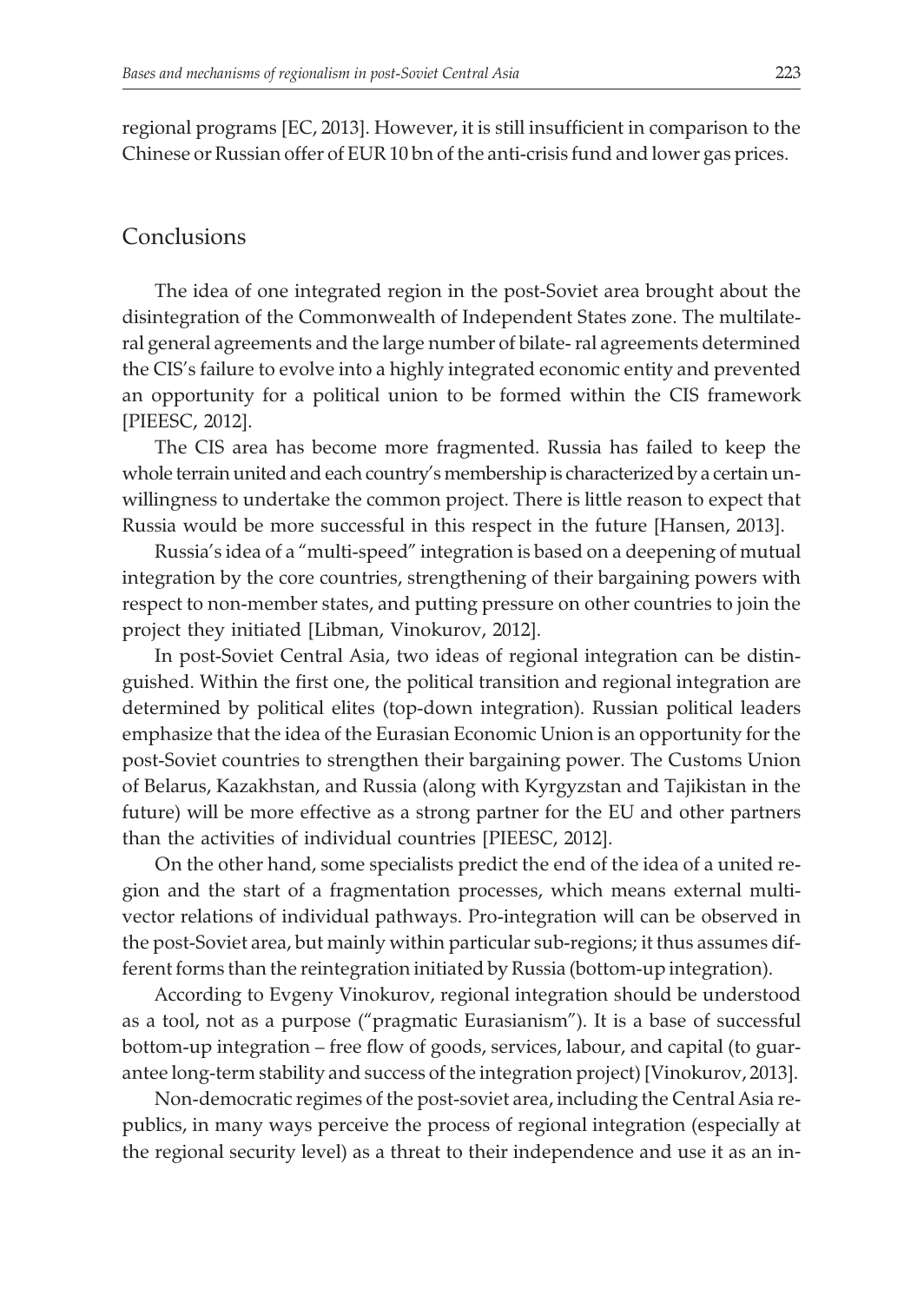regional programs [EC, 2013]. However, it is still insufficient in comparison to the Chinese or Russian offer of EUR 10 bn of the anti-crisis fund and lower gas prices.

## Conclusions

The idea of one integrated region in the post-Soviet area brought about the disintegration of the Commonwealth of Independent States zone. The multilateral general agreements and the large number of bilate- ral agreements determined the CIS's failure to evolve into a highly integrated economic entity and prevented an opportunity for a political union to be formed within the CIS framework [PIEESC, 2012].

The CIS area has become more fragmented. Russia has failed to keep the whole terrain united and each country's membership is characterized by a certain unwillingness to undertake the common project. There is little reason to expect that Russia would be more successful in this respect in the future [Hansen, 2013].

Russia's idea of a "multi-speed" integration is based on a deepening of mutual integration by the core countries, strengthening of their bargaining powers with respect to non-member states, and putting pressure on other countries to join the project they initiated [Libman, Vinokurov, 2012].

In post-Soviet Central Asia, two ideas of regional integration can be distinguished. Within the first one, the political transition and regional integration are determined by political elites (top-down integration). Russian political leaders emphasize that the idea of the Eurasian Economic Union is an opportunity for the post-Soviet countries to strengthen their bargaining power. The Customs Union of Belarus, Kazakhstan, and Russia (along with Kyrgyzstan and Tajikistan in the future) will be more effective as a strong partner for the EU and other partners than the activities of individual countries [PIEESC, 2012].

On the other hand, some specialists predict the end of the idea of a united region and the start of a fragmentation processes, which means external multi-vector relations of individual pathways. Pro-integration will can be observed in the post-Soviet area, but mainly within particular sub-regions; it thus assumes different forms than the reintegration initiated by Russia (bottom-up integration).

According to Evgeny Vinokurov, regional integration should be understood as a tool, not as a purpose ("pragmatic Eurasianism"). It is a base of successful bottom-up integration – free flow of goods, services, labour, and capital (to guarantee long-term stability and success of the integration project) [Vinokurov, 2013].

Non-democratic regimes of the post-soviet area, including the Central Asia republics, in many ways perceive the process of regional integration (especially at the regional security level) as a threat to their independence and use it as an in-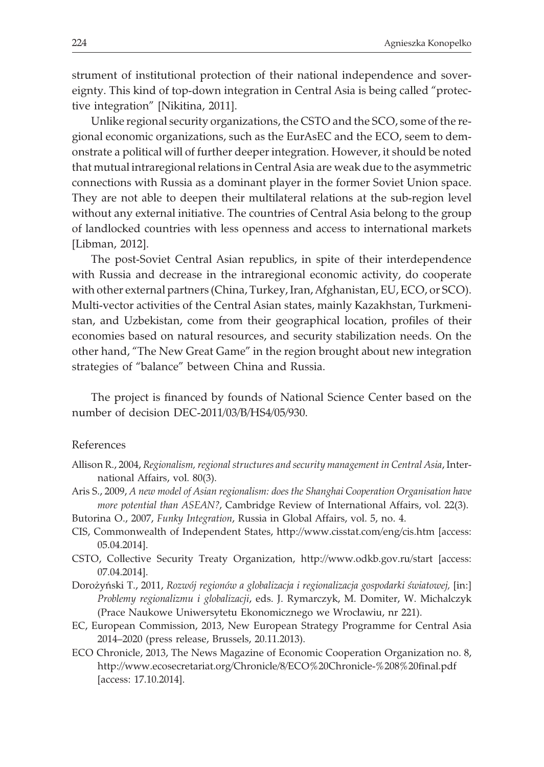strument of institutional protection of their national independence and sovereignty. This kind of top-down integration in Central Asia is being called "protective integration" [Nikitina, 2011].

Unlike regional security organizations, the CSTO and the SCO, some of the regional economic organizations, such as the EurAsEC and the ECO, seem to demonstrate a political will of further deeper integration. However, it should be noted that mutual intraregional relations in Central Asia are weak due to the asymmetric connections with Russia as a dominant player in the former Soviet Union space. They are not able to deepen their multilateral relations at the sub-region level without any external initiative. The countries of Central Asia belong to the group of landlocked countries with less openness and access to international markets [Libman, 2012].

The post-Soviet Central Asian republics, in spite of their interdependence with Russia and decrease in the intraregional economic activity, do cooperate with other external partners (China, Turkey, Iran, Afghanistan, EU, ECO, or SCO). Multi-vector activities of the Central Asian states, mainly Kazakhstan, Turkmenistan, and Uzbekistan, come from their geographical location, profiles of their economies based on natural resources, and security stabilization needs. On the other hand, "The New Great Game" in the region brought about new integration strategies of "balance" between China and Russia.

The project is financed by founds of National Science Center based on the number of decision DEC-2011/03/B/HS4/05/930.

## References

Allison R., 2004, *Regionalism, regional structures and security management in Central Asia*, International Affairs, vol. 80(3).

Aris S., 2009, *A new model of Asian regionalism: does the Shanghai Cooperation Organisation have more potential than ASEAN?*, Cambridge Review of International Affairs, vol. 22(3).

Butorina O., 2007, *Funky Integration*, Russia in Global Affairs, vol. 5, no. 4.

CIS, Commonwealth of Independent States, http://www.cisstat.com/eng/cis.htm [access: 05.04.2014].

CSTO, Collective Security Treaty Organization, http://www.odkb.gov.ru/start [access: 07.04.2014].

Dorożyński T., 2011, *Rozwój regionów a globalizacja i regionalizacja gospodarki światowej*, [in:] *Problemy regionalizmu i globalizacji*, eds. J. Rymarczyk, M. Domiter, W. Michalczyk (Prace Naukowe Uniwersytetu Ekonomicznego we Wrocławiu, nr 221).

EC, European Commission, 2013, New European Strategy Programme for Central Asia 2014–2020 (press release, Brussels, 20.11.2013).

ECO Chronicle, 2013, The News Magazine of Economic Cooperation Organization no. 8, http://www.ecosecretariat.org/Chronicle/8/ECO%20Chronicle-%208%20final.pdf [access: 17.10.2014].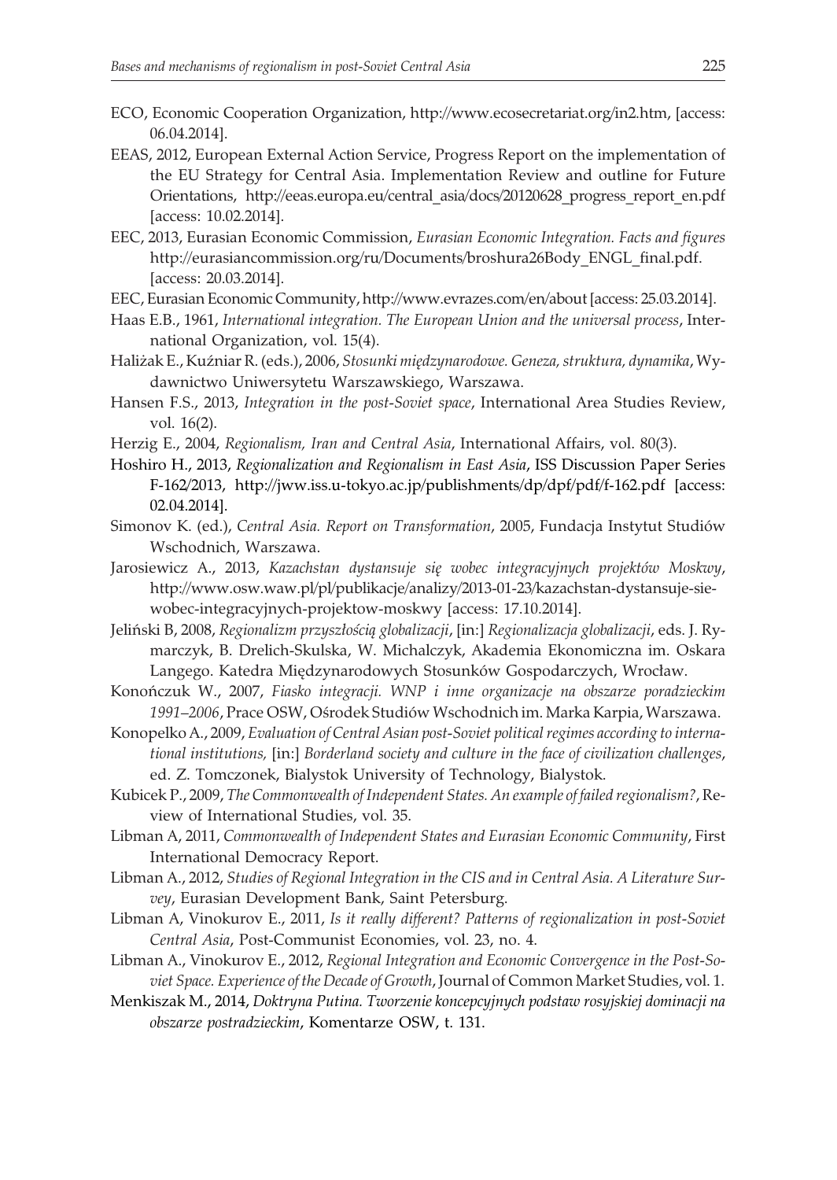ECO, Economic Cooperation Organization, http://www.ecosecretariat.org/in2.htm, [access: 06.04.2014].

EEAS, 2012, European External Action Service, Progress Report on the implementation of the EU Strategy for Central Asia. Implementation Review and outline for Future Orientations, http://eeas.europa.eu/central_asia/docs/20120628_progress_report_en.pdf [access: 10.02.2014].

EEC, 2013, Eurasian Economic Commission, *Eurasian Economic Integration. Facts and figures* http://eurasiancommission.org/ru/Documents/broshura26Body_ENGL_final.pdf. [access: 20.03.2014].

EEC, Eurasian Economic Community, http://www.evrazes.com/en/about [access: 25.03.2014].

Haas E.B., 1961, *International integration. The European Union and the universal process*, International Organization, vol. 15(4).

Haliżak E., Kuźniar R. (eds.), 2006, *Stosunki międzynarodowe. Geneza, struktura, dynamika*, Wydawnictwo Uniwersytetu Warszawskiego, Warszawa.

Hansen F.S., 2013, *Integration in the post-Soviet space*, International Area Studies Review, vol. 16(2).

Herzig E., 2004, *Regionalism, Iran and Central Asia*, International Affairs, vol. 80(3).

Hoshiro H., 2013, *Regionalization and Regionalism in East Asia*, ISS Discussion Paper Series F-162/2013, http://jww.iss.u-tokyo.ac.jp/publishments/dp/dpf/pdf/f-162.pdf [access: 02.04.2014].

Simonov K. (ed.), *Central Asia. Report on Transformation*, 2005, Fundacja Instytut Studiów Wschodnich, Warszawa.

Jarosiewicz A., 2013, *Kazachstan dystansuje się wobec integracyjnych projektów Moskwy*, http://www.osw.waw.pl/pl/publikacje/analizy/2013-01-23/kazachstan-dystansuje-sie-wobec-integracyjnych-projektow-moskwy [access: 17.10.2014].

Jeliński B, 2008, *Regionalizm przyszłością globalizacji*, [in:] *Regionalizacja globalizacji*, eds. J. Rymarczyk, B. Drelich-Skulska, W. Michalczyk, Akademia Ekonomiczna im. Oskara Langego. Katedra Międzynarodowych Stosunków Gospodarczych, Wrocław.

Konończuk W., 2007, *Fiasko integracji. WNP i inne organizacje na obszarze poradzieckim 1991–2006*, Prace OSW, Ośrodek Studiów Wschodnich im. Marka Karpia, Warszawa.

Konopelko A., 2009, *Evaluation of Central Asian post-Soviet political regimes according to international institutions,* [in:] *Borderland society and culture in the face of civilization challenges*, ed. Z. Tomczonek, Bialystok University of Technology, Bialystok.

Kubicek P., 2009, *The Commonwealth of Independent States. An example of failed regionalism?*, Review of International Studies, vol. 35.

Libman A, 2011, *Commonwealth of Independent States and Eurasian Economic Community*, First International Democracy Report.

Libman A., 2012, *Studies of Regional Integration in the CIS and in Central Asia. A Literature Survey*, Eurasian Development Bank, Saint Petersburg.

Libman A, Vinokurov E., 2011, *Is it really different? Patterns of regionalization in post-Soviet Central Asia*, Post-Communist Economies, vol. 23, no. 4.

Libman A., Vinokurov E., 2012, *Regional Integration and Economic Convergence in the Post-Soviet Space. Experience of the Decade of Growth*, Journal of Common Market Studies, vol. 1.

Menkiszak M., 2014, *Doktryna Putina. Tworzenie koncepcyjnych podstaw rosyjskiej dominacji na obszarze postradzieckim*, Komentarze OSW, t. 131.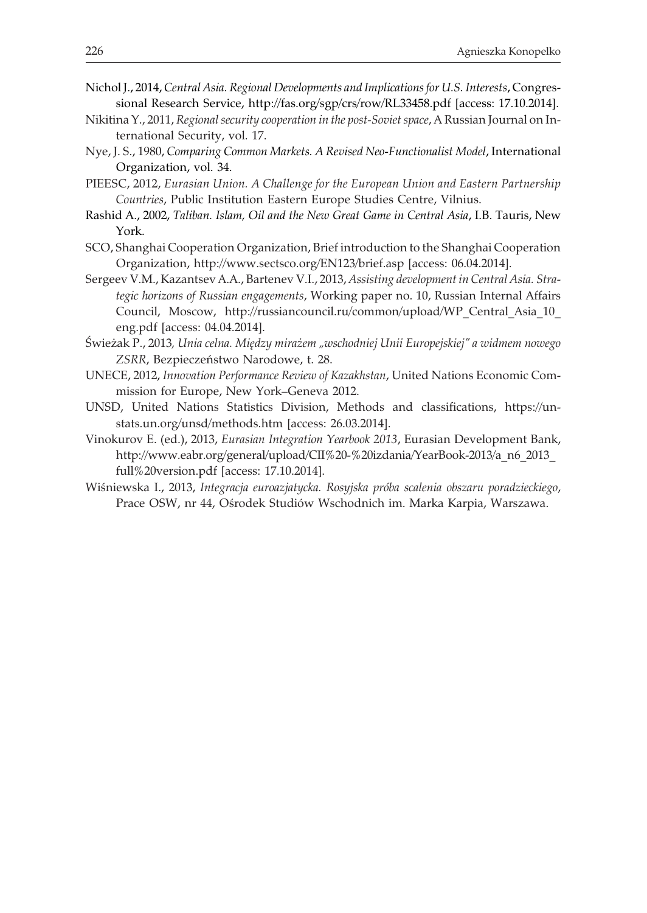Nichol J., 2014, *Central Asia. Regional Developments and Implications for U.S. Interests*, Congressional Research Service, http://fas.org/sgp/crs/row/RL33458.pdf [access: 17.10.2014].

Nikitina Y., 2011, *Regional security cooperation in the post-Soviet space*, A Russian Journal on International Security, vol. 17.

Nye, J. S., 1980, *Comparing Common Markets. A Revised Neo-Functionalist Model*, International Organization, vol. 34.

PIEESC, 2012, *Eurasian Union. A Challenge for the European Union and Eastern Partnership Countries*, Public Institution Eastern Europe Studies Centre, Vilnius.

Rashid A., 2002, *Taliban. Islam, Oil and the New Great Game in Central Asia*, I.B. Tauris, New York.

SCO, Shanghai Cooperation Organization, Brief introduction to the Shanghai Cooperation Organization, http://www.sectsco.org/EN123/brief.asp [access: 06.04.2014].

Sergeev V.M., Kazantsev A.A., Bartenev V.I., 2013, *Assisting development in Central Asia. Strategic horizons of Russian engagements*, Working paper no. 10, Russian Internal Affairs Council, Moscow, http://russiancouncil.ru/common/upload/WP_Central_Asia_10_eng.pdf [access: 04.04.2014].

Świeżak P., 2013, *Unia celna. Między mirażem „wschodniej Unii Europejskiej" a widmem nowego ZSRR*, Bezpieczeństwo Narodowe, t. 28.

UNECE, 2012, *Innovation Performance Review of Kazakhstan*, United Nations Economic Commission for Europe, New York–Geneva 2012.

UNSD, United Nations Statistics Division, Methods and classifications, https://unstats.un.org/unsd/methods.htm [access: 26.03.2014].

Vinokurov E. (ed.), 2013, *Eurasian Integration Yearbook 2013*, Eurasian Development Bank, http://www.eabr.org/general/upload/CII%20-%20izdania/YearBook-2013/a_n6_2013_full%20version.pdf [access: 17.10.2014].

Wiśniewska I., 2013, *Integracja euroazjatycka. Rosyjska próba scalenia obszaru poradzieckiego*, Prace OSW, nr 44, Ośrodek Studiów Wschodnich im. Marka Karpia, Warszawa.